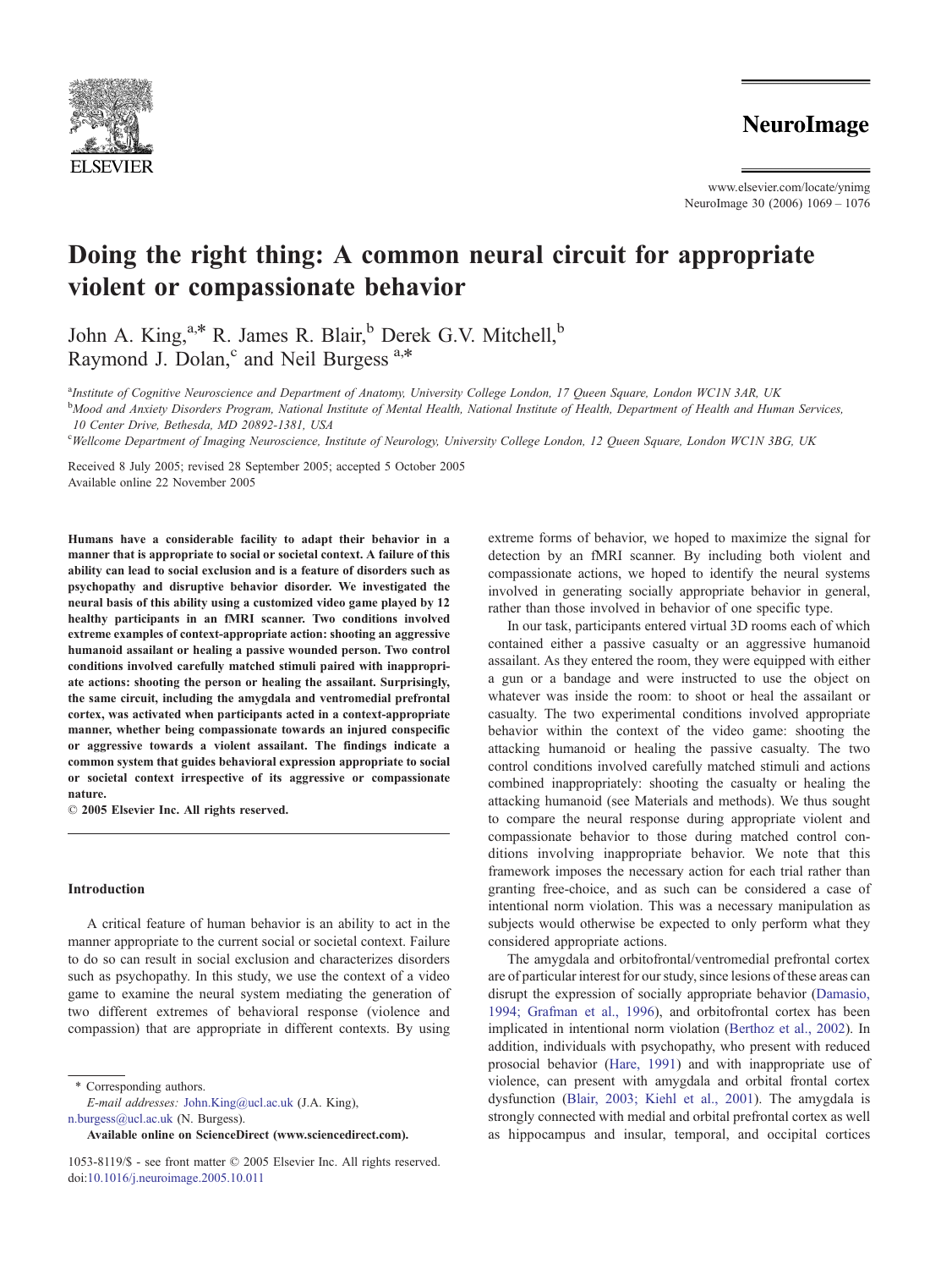# Doing the right thing: A common neural circuit for appropriate violent or compassionate behavior

John A. King,[a,*] R. James R. Blair,[b] Derek G.V. Mitchell,[b] Raymond J. Dolan,[c] and Neil Burgess [a,*]

[a] *Institute of Cognitive Neuroscience and Department of Anatomy, University College London, 17 Queen Square, London WC1N 3AR, UK*
[b] *Mood and Anxiety Disorders Program, National Institute of Mental Health, National Institute of Health, Department of Health and Human Services, 10 Center Drive, Bethesda, MD 20892-1381, USA*
[c] *Wellcome Department of Imaging Neuroscience, Institute of Neurology, University College London, 12 Queen Square, London WC1N 3BG, UK*

Received 8 July 2005; revised 28 September 2005; accepted 5 October 2005
Available online 22 November 2005

**Humans have a considerable facility to adapt their behavior in a manner that is appropriate to social or societal context. A failure of this ability can lead to social exclusion and is a feature of disorders such as psychopathy and disruptive behavior disorder. We investigated the neural basis of this ability using a customized video game played by 12 healthy participants in an fMRI scanner. Two conditions involved extreme examples of context-appropriate action: shooting an aggressive humanoid assailant or healing a passive wounded person. Two control conditions involved carefully matched stimuli paired with inappropriate actions: shooting the person or healing the assailant. Surprisingly, the same circuit, including the amygdala and ventromedial prefrontal cortex, was activated when participants acted in a context-appropriate manner, whether being compassionate towards an injured conspecific or aggressive towards a violent assailant. The findings indicate a common system that guides behavioral expression appropriate to social or societal context irrespective of its aggressive or compassionate nature.**
**© 2005 Elsevier Inc. All rights reserved.**

## Introduction

A critical feature of human behavior is an ability to act in the manner appropriate to the current social or societal context. Failure to do so can result in social exclusion and characterizes disorders such as psychopathy. In this study, we use the context of a video game to examine the neural system mediating the generation of two different extremes of behavioral response (violence and compassion) that are appropriate in different contexts. By using extreme forms of behavior, we hoped to maximize the signal for detection by an fMRI scanner. By including both violent and compassionate actions, we hoped to identify the neural systems involved in generating socially appropriate behavior in general, rather than those involved in behavior of one specific type.

In our task, participants entered virtual 3D rooms each of which contained either a passive casualty or an aggressive humanoid assailant. As they entered the room, they were equipped with either a gun or a bandage and were instructed to use the object on whatever was inside the room: to shoot or heal the assailant or casualty. The two experimental conditions involved appropriate behavior within the context of the video game: shooting the attacking humanoid or healing the passive casualty. The two control conditions involved carefully matched stimuli and actions combined inappropriately: shooting the casualty or healing the attacking humanoid (see Materials and methods). We thus sought to compare the neural response during appropriate violent and compassionate behavior to those during matched control conditions involving inappropriate behavior. We note that this framework imposes the necessary action for each trial rather than granting free-choice, and as such can be considered a case of intentional norm violation. This was a necessary manipulation as subjects would otherwise be expected to only perform what they considered appropriate actions.

The amygdala and orbitofrontal/ventromedial prefrontal cortex are of particular interest for our study, since lesions of these areas can disrupt the expression of socially appropriate behavior (Damasio, 1994; Grafman et al., 1996), and orbitofrontal cortex has been implicated in intentional norm violation (Berthoz et al., 2002). In addition, individuals with psychopathy, who present with reduced prosocial behavior (Hare, 1991) and with inappropriate use of violence, can present with amygdala and orbital frontal cortex dysfunction (Blair, 2003; Kiehl et al., 2001). The amygdala is strongly connected with medial and orbital prefrontal cortex as well as hippocampus and insular, temporal, and occipital cortices

\* Corresponding authors.
*E-mail addresses:* John.King@ucl.ac.uk (J.A. King), n.burgess@ucl.ac.uk (N. Burgess).
**Available online on ScienceDirect (www.sciencedirect.com).**

1053-8119/$ - see front matter © 2005 Elsevier Inc. All rights reserved.
doi:10.1016/j.neuroimage.2005.10.011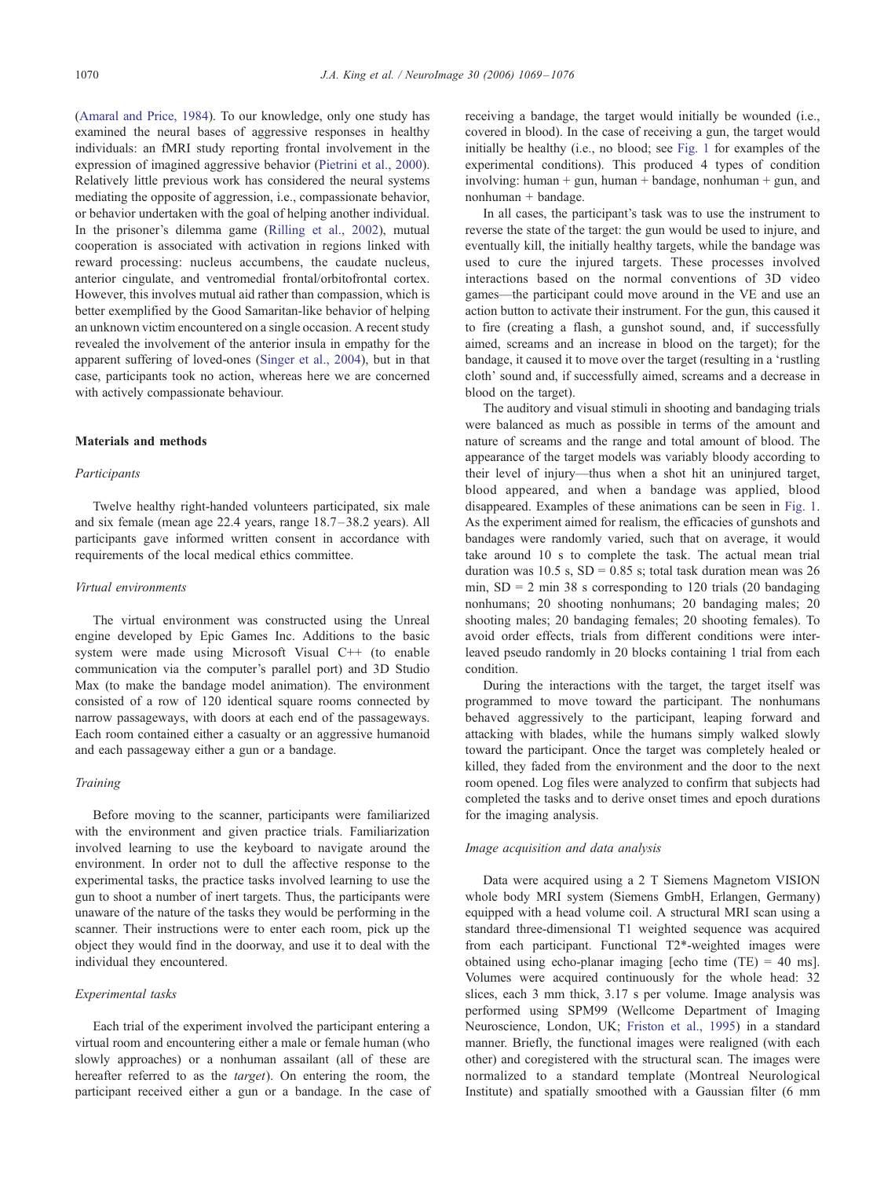(Amaral and Price, 1984). To our knowledge, only one study has examined the neural bases of aggressive responses in healthy individuals: an fMRI study reporting frontal involvement in the expression of imagined aggressive behavior (Pietrini et al., 2000). Relatively little previous work has considered the neural systems mediating the opposite of aggression, i.e., compassionate behavior, or behavior undertaken with the goal of helping another individual. In the prisoner's dilemma game (Rilling et al., 2002), mutual cooperation is associated with activation in regions linked with reward processing: nucleus accumbens, the caudate nucleus, anterior cingulate, and ventromedial frontal/orbitofrontal cortex. However, this involves mutual aid rather than compassion, which is better exemplified by the Good Samaritan-like behavior of helping an unknown victim encountered on a single occasion. A recent study revealed the involvement of the anterior insula in empathy for the apparent suffering of loved-ones (Singer et al., 2004), but in that case, participants took no action, whereas here we are concerned with actively compassionate behaviour.

## Materials and methods

### *Participants*

Twelve healthy right-handed volunteers participated, six male and six female (mean age 22.4 years, range 18.7–38.2 years). All participants gave informed written consent in accordance with requirements of the local medical ethics committee.

### *Virtual environments*

The virtual environment was constructed using the Unreal engine developed by Epic Games Inc. Additions to the basic system were made using Microsoft Visual C++ (to enable communication via the computer's parallel port) and 3D Studio Max (to make the bandage model animation). The environment consisted of a row of 120 identical square rooms connected by narrow passageways, with doors at each end of the passageways. Each room contained either a casualty or an aggressive humanoid and each passageway either a gun or a bandage.

### *Training*

Before moving to the scanner, participants were familiarized with the environment and given practice trials. Familiarization involved learning to use the keyboard to navigate around the environment. In order not to dull the affective response to the experimental tasks, the practice tasks involved learning to use the gun to shoot a number of inert targets. Thus, the participants were unaware of the nature of the tasks they would be performing in the scanner. Their instructions were to enter each room, pick up the object they would find in the doorway, and use it to deal with the individual they encountered.

### *Experimental tasks*

Each trial of the experiment involved the participant entering a virtual room and encountering either a male or female human (who slowly approaches) or a nonhuman assailant (all of these are hereafter referred to as the *target*). On entering the room, the participant received either a gun or a bandage. In the case of receiving a bandage, the target would initially be wounded (i.e., covered in blood). In the case of receiving a gun, the target would initially be healthy (i.e., no blood; see Fig. 1 for examples of the experimental conditions). This produced 4 types of condition involving: human + gun, human + bandage, nonhuman + gun, and nonhuman + bandage.

In all cases, the participant's task was to use the instrument to reverse the state of the target: the gun would be used to injure, and eventually kill, the initially healthy targets, while the bandage was used to cure the injured targets. These processes involved interactions based on the normal conventions of 3D video games—the participant could move around in the VE and use an action button to activate their instrument. For the gun, this caused it to fire (creating a flash, a gunshot sound, and, if successfully aimed, screams and an increase in blood on the target); for the bandage, it caused it to move over the target (resulting in a 'rustling cloth' sound and, if successfully aimed, screams and a decrease in blood on the target).

The auditory and visual stimuli in shooting and bandaging trials were balanced as much as possible in terms of the amount and nature of screams and the range and total amount of blood. The appearance of the target models was variably bloody according to their level of injury—thus when a shot hit an uninjured target, blood appeared, and when a bandage was applied, blood disappeared. Examples of these animations can be seen in Fig. 1. As the experiment aimed for realism, the efficacies of gunshots and bandages were randomly varied, such that on average, it would take around 10 s to complete the task. The actual mean trial duration was 10.5 s, SD = 0.85 s; total task duration mean was 26 min, SD = 2 min 38 s corresponding to 120 trials (20 bandaging nonhumans; 20 shooting nonhumans; 20 bandaging males; 20 shooting males; 20 bandaging females; 20 shooting females). To avoid order effects, trials from different conditions were interleaved pseudo randomly in 20 blocks containing 1 trial from each condition.

During the interactions with the target, the target itself was programmed to move toward the participant. The nonhumans behaved aggressively to the participant, leaping forward and attacking with blades, while the humans simply walked slowly toward the participant. Once the target was completely healed or killed, they faded from the environment and the door to the next room opened. Log files were analyzed to confirm that subjects had completed the tasks and to derive onset times and epoch durations for the imaging analysis.

### *Image acquisition and data analysis*

Data were acquired using a 2 T Siemens Magnetom VISION whole body MRI system (Siemens GmbH, Erlangen, Germany) equipped with a head volume coil. A structural MRI scan using a standard three-dimensional T1 weighted sequence was acquired from each participant. Functional T2*-weighted images were obtained using echo-planar imaging [echo time (TE) = 40 ms]. Volumes were acquired continuously for the whole head: 32 slices, each 3 mm thick, 3.17 s per volume. Image analysis was performed using SPM99 (Wellcome Department of Imaging Neuroscience, London, UK; Friston et al., 1995) in a standard manner. Briefly, the functional images were realigned (with each other) and coregistered with the structural scan. The images were normalized to a standard template (Montreal Neurological Institute) and spatially smoothed with a Gaussian filter (6 mm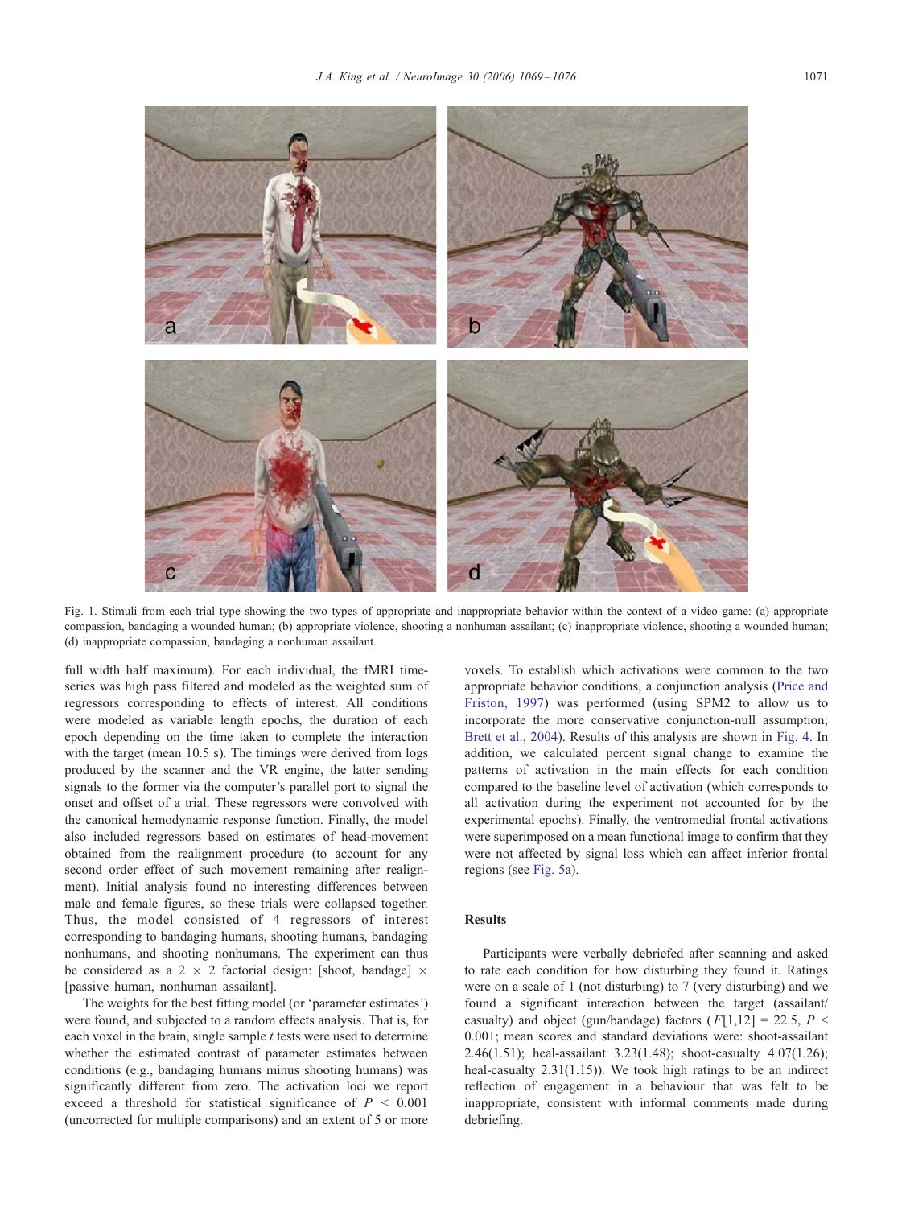Fig. 1. Stimuli from each trial type showing the two types of appropriate and inappropriate behavior within the context of a video game: (a) appropriate compassion, bandaging a wounded human; (b) appropriate violence, shooting a nonhuman assailant; (c) inappropriate violence, shooting a wounded human; (d) inappropriate compassion, bandaging a nonhuman assailant.

full width half maximum). For each individual, the fMRI time-series was high pass filtered and modeled as the weighted sum of regressors corresponding to effects of interest. All conditions were modeled as variable length epochs, the duration of each epoch depending on the time taken to complete the interaction with the target (mean 10.5 s). The timings were derived from logs produced by the scanner and the VR engine, the latter sending signals to the former via the computer's parallel port to signal the onset and offset of a trial. These regressors were convolved with the canonical hemodynamic response function. Finally, the model also included regressors based on estimates of head-movement obtained from the realignment procedure (to account for any second order effect of such movement remaining after realignment). Initial analysis found no interesting differences between male and female figures, so these trials were collapsed together. Thus, the model consisted of 4 regressors of interest corresponding to bandaging humans, shooting humans, bandaging nonhumans, and shooting nonhumans. The experiment can thus be considered as a 2 × 2 factorial design: [shoot, bandage] × [passive human, nonhuman assailant].

The weights for the best fitting model (or 'parameter estimates') were found, and subjected to a random effects analysis. That is, for each voxel in the brain, single sample $t$ tests were used to determine whether the estimated contrast of parameter estimates between conditions (e.g., bandaging humans minus shooting humans) was significantly different from zero. The activation loci we report exceed a threshold for statistical significance of $P < 0.001$ (uncorrected for multiple comparisons) and an extent of 5 or more voxels. To establish which activations were common to the two appropriate behavior conditions, a conjunction analysis (Price and Friston, 1997) was performed (using SPM2 to allow us to incorporate the more conservative conjunction-null assumption; Brett et al., 2004). Results of this analysis are shown in Fig. 4. In addition, we calculated percent signal change to examine the patterns of activation in the main effects for each condition compared to the baseline level of activation (which corresponds to all activation during the experiment not accounted for by the experimental epochs). Finally, the ventromedial frontal activations were superimposed on a mean functional image to confirm that they were not affected by signal loss which can affect inferior frontal regions (see Fig. 5a).

## Results

Participants were verbally debriefed after scanning and asked to rate each condition for how disturbing they found it. Ratings were on a scale of 1 (not disturbing) to 7 (very disturbing) and we found a significant interaction between the target (assailant/casualty) and object (gun/bandage) factors ($F[1,12] = 22.5$, $P < 0.001$; mean scores and standard deviations were: shoot-assailant 2.46(1.51); heal-assailant 3.23(1.48); shoot-casualty 4.07(1.26); heal-casualty 2.31(1.15)). We took high ratings to be an indirect reflection of engagement in a behaviour that was felt to be inappropriate, consistent with informal comments made during debriefing.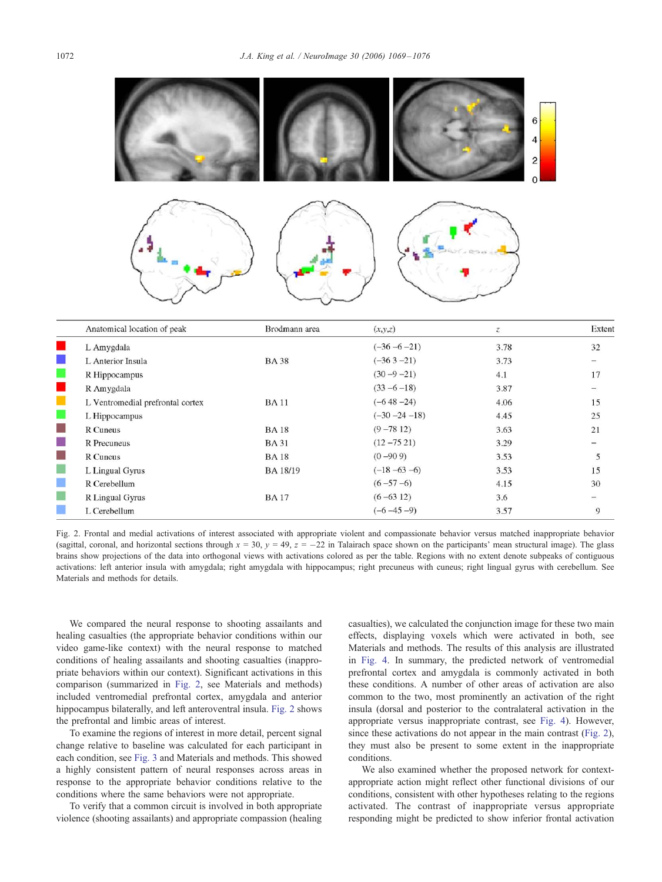| | Anatomical location of peak | Brodmann area | (x,y,z) | z | Extent |
|---|---|---|---|---|---|
| | L Amygdala | | (−36 −6 −21) | 3.78 | 32 |
| | L Anterior Insula | BA 38 | (−36 3 −21) | 3.73 | – |
| | R Hippocampus | | (30 −9 −21) | 4.1 | 17 |
| | R Amygdala | | (33 −6 −18) | 3.87 | – |
| | L Ventromedial prefrontal cortex | BA 11 | (−6 48 −24) | 4.06 | 15 |
| | L Hippocampus | | (−30 −24 −18) | 4.45 | 25 |
| | R Cuneus | BA 18 | (9 −78 12) | 3.63 | 21 |
| | R Precuneus | BA 31 | (12 −75 21) | 3.29 | – |
| | R Cuneus | BA 18 | (0 −90 9) | 3.53 | 5 |
| | L Lingual Gyrus | BA 18/19 | (−18 −63 −6) | 3.53 | 15 |
| | R Cerebellum | | (6 −57 −6) | 4.15 | 30 |
| | R Lingual Gyrus | BA 17 | (6 −63 12) | 3.6 | – |
| | L Cerebellum | | (−6 −45 −9) | 3.57 | 9 |

Fig. 2. Frontal and medial activations of interest associated with appropriate violent and compassionate behavior versus matched inappropriate behavior (sagittal, coronal, and horizontal sections through $x = 30$, $y = 49$, $z = -22$ in Talairach space shown on the participants' mean structural image). The glass brains show projections of the data into orthogonal views with activations colored as per the table. Regions with no extent denote subpeaks of contiguous activations: left anterior insula with amygdala; right amygdala with hippocampus; right precuneus with cuneus; right lingual gyrus with cerebellum. See Materials and methods for details.

We compared the neural response to shooting assailants and healing casualties (the appropriate behavior conditions within our video game-like context) with the neural response to matched conditions of healing assailants and shooting casualties (inappropriate behaviors within our context). Significant activations in this comparison (summarized in Fig. 2, see Materials and methods) included ventromedial prefrontal cortex, amygdala and anterior hippocampus bilaterally, and left anteroventral insula. Fig. 2 shows the prefrontal and limbic areas of interest.

To examine the regions of interest in more detail, percent signal change relative to baseline was calculated for each participant in each condition, see Fig. 3 and Materials and methods. This showed a highly consistent pattern of neural responses across areas in response to the appropriate behavior conditions relative to the conditions where the same behaviors were not appropriate.

To verify that a common circuit is involved in both appropriate violence (shooting assailants) and appropriate compassion (healing casualties), we calculated the conjunction image for these two main effects, displaying voxels which were activated in both, see Materials and methods. The results of this analysis are illustrated in Fig. 4. In summary, the predicted network of ventromedial prefrontal cortex and amygdala is commonly activated in both these conditions. A number of other areas of activation are also common to the two, most prominently an activation of the right insula (dorsal and posterior to the contralateral activation in the appropriate versus inappropriate contrast, see Fig. 4). However, since these activations do not appear in the main contrast (Fig. 2), they must also be present to some extent in the inappropriate conditions.

We also examined whether the proposed network for context-appropriate action might reflect other functional divisions of our conditions, consistent with other hypotheses relating to the regions activated. The contrast of inappropriate versus appropriate responding might be predicted to show inferior frontal activation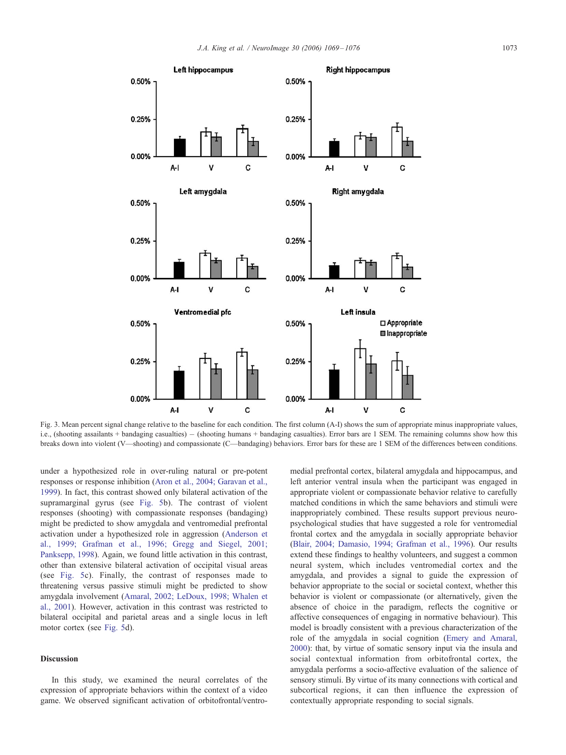Fig. 3. Mean percent signal change relative to the baseline for each condition. The first column (A-I) shows the sum of appropriate minus inappropriate values, i.e., (shooting assailants + bandaging casualties) − (shooting humans + bandaging casualties). Error bars are 1 SEM. The remaining columns show how this breaks down into violent (V—shooting) and compassionate (C—bandaging) behaviors. Error bars for these are 1 SEM of the differences between conditions.

under a hypothesized role in over-ruling natural or pre-potent responses or response inhibition (Aron et al., 2004; Garavan et al., 1999). In fact, this contrast showed only bilateral activation of the supramarginal gyrus (see Fig. 5b). The contrast of violent responses (shooting) with compassionate responses (bandaging) might be predicted to show amygdala and ventromedial prefrontal activation under a hypothesized role in aggression (Anderson et al., 1999; Grafman et al., 1996; Gregg and Siegel, 2001; Panksepp, 1998). Again, we found little activation in this contrast, other than extensive bilateral activation of occipital visual areas (see Fig. 5c). Finally, the contrast of responses made to threatening versus passive stimuli might be predicted to show amygdala involvement (Amaral, 2002; LeDoux, 1998; Whalen et al., 2001). However, activation in this contrast was restricted to bilateral occipital and parietal areas and a single locus in left motor cortex (see Fig. 5d).

## Discussion

In this study, we examined the neural correlates of the expression of appropriate behaviors within the context of a video game. We observed significant activation of orbitofrontal/ventromedial prefrontal cortex, bilateral amygdala and hippocampus, and left anterior ventral insula when the participant was engaged in appropriate violent or compassionate behavior relative to carefully matched conditions in which the same behaviors and stimuli were inappropriately combined. These results support previous neuropsychological studies that have suggested a role for ventromedial frontal cortex and the amygdala in socially appropriate behavior (Blair, 2004; Damasio, 1994; Grafman et al., 1996). Our results extend these findings to healthy volunteers, and suggest a common neural system, which includes ventromedial cortex and the amygdala, and provides a signal to guide the expression of behavior appropriate to the social or societal context, whether this behavior is violent or compassionate (or alternatively, given the absence of choice in the paradigm, reflects the cognitive or affective consequences of engaging in normative behaviour). This model is broadly consistent with a previous characterization of the role of the amygdala in social cognition (Emery and Amaral, 2000): that, by virtue of somatic sensory input via the insula and social contextual information from orbitofrontal cortex, the amygdala performs a socio-affective evaluation of the salience of sensory stimuli. By virtue of its many connections with cortical and subcortical regions, it can then influence the expression of contextually appropriate responding to social signals.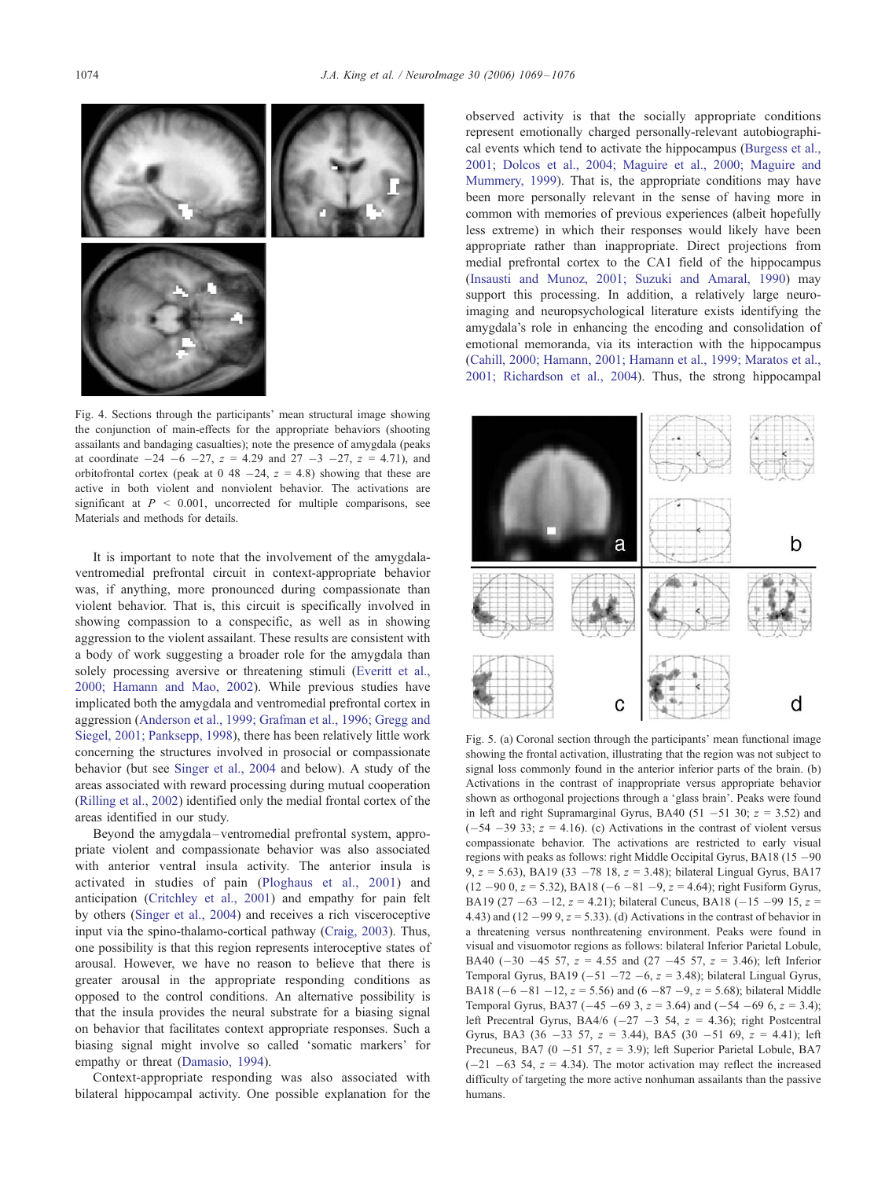Fig. 4. Sections through the participants' mean structural image showing the conjunction of main-effects for the appropriate behaviors (shooting assailants and bandaging casualties); note the presence of amygdala (peaks at coordinate −24 −6 −27, $z$ = 4.29 and 27 −3 −27, $z$ = 4.71), and orbitofrontal cortex (peak at 0 48 −24, $z$ = 4.8) showing that these are active in both violent and nonviolent behavior. The activations are significant at $P$ < 0.001, uncorrected for multiple comparisons, see Materials and methods for details.

It is important to note that the involvement of the amygdala-ventromedial prefrontal circuit in context-appropriate behavior was, if anything, more pronounced during compassionate than violent behavior. That is, this circuit is specifically involved in showing compassion to a conspecific, as well as in showing aggression to the violent assailant. These results are consistent with a body of work suggesting a broader role for the amygdala than solely processing aversive or threatening stimuli (Everitt et al., 2000; Hamann and Mao, 2002). While previous studies have implicated both the amygdala and ventromedial prefrontal cortex in aggression (Anderson et al., 1999; Grafman et al., 1996; Gregg and Siegel, 2001; Panksepp, 1998), there has been relatively little work concerning the structures involved in prosocial or compassionate behavior (but see Singer et al., 2004 and below). A study of the areas associated with reward processing during mutual cooperation (Rilling et al., 2002) identified only the medial frontal cortex of the areas identified in our study.

Beyond the amygdala–ventromedial prefrontal system, appropriate violent and compassionate behavior was also associated with anterior ventral insula activity. The anterior insula is activated in studies of pain (Ploghaus et al., 2001) and anticipation (Critchley et al., 2001) and empathy for pain felt by others (Singer et al., 2004) and receives a rich visceroceptive input via the spino-thalamo-cortical pathway (Craig, 2003). Thus, one possibility is that this region represents interoceptive states of arousal. However, we have no reason to believe that there is greater arousal in the appropriate responding conditions as opposed to the control conditions. An alternative possibility is that the insula provides the neural substrate for a biasing signal on behavior that facilitates context appropriate responses. Such a biasing signal might involve so called 'somatic markers' for empathy or threat (Damasio, 1994).

Context-appropriate responding was also associated with bilateral hippocampal activity. One possible explanation for the observed activity is that the socially appropriate conditions represent emotionally charged personally-relevant autobiographical events which tend to activate the hippocampus (Burgess et al., 2001; Dolcos et al., 2004; Maguire et al., 2000; Maguire and Mummery, 1999). That is, the appropriate conditions may have been more personally relevant in the sense of having more in common with memories of previous experiences (albeit hopefully less extreme) in which their responses would likely have been appropriate rather than inappropriate. Direct projections from medial prefrontal cortex to the CA1 field of the hippocampus (Insausti and Munoz, 2001; Suzuki and Amaral, 1990) may support this processing. In addition, a relatively large neuroimaging and neuropsychological literature exists identifying the amygdala's role in enhancing the encoding and consolidation of emotional memoranda, via its interaction with the hippocampus (Cahill, 2000; Hamann, 2001; Hamann et al., 1999; Maratos et al., 2001; Richardson et al., 2004). Thus, the strong hippocampal

Fig. 5. (a) Coronal section through the participants' mean functional image showing the frontal activation, illustrating that the region was not subject to signal loss commonly found in the anterior inferior parts of the brain. (b) Activations in the contrast of inappropriate versus appropriate behavior shown as orthogonal projections through a 'glass brain'. Peaks were found in left and right Supramarginal Gyrus, BA40 (51 −51 30; $z$ = 3.52) and (−54 −39 33; $z$ = 4.16). (c) Activations in the contrast of violent versus compassionate behavior. The activations are restricted to early visual regions with peaks as follows: right Middle Occipital Gyrus, BA18 (15 −90 9, $z$ = 5.63), BA19 (33 −78 18, $z$ = 3.48); bilateral Lingual Gyrus, BA17 (12 −90 0, $z$ = 5.32), BA18 (−6 −81 −9, $z$ = 4.64); right Fusiform Gyrus, BA19 (27 −63 −12, $z$ = 4.21); bilateral Cuneus, BA18 (−15 −99 15, $z$ = 4.43) and (12 −99 9, $z$ = 5.33). (d) Activations in the contrast of behavior in a threatening versus nonthreatening environment. Peaks were found in visual and visuomotor regions as follows: bilateral Inferior Parietal Lobule, BA40 (−30 −45 57, $z$ = 4.55 and (27 −45 57, $z$ = 3.46); left Inferior Temporal Gyrus, BA19 (−51 −72 −6, $z$ = 3.48); bilateral Lingual Gyrus, BA18 (−6 −81 −12, $z$ = 5.56) and (6 −87 −9, $z$ = 5.68); bilateral Middle Temporal Gyrus, BA37 (−45 −69 3, $z$ = 3.64) and (−54 −69 6, $z$ = 3.4); left Precentral Gyrus, BA4/6 (−27 −3 54, $z$ = 4.36); right Postcentral Gyrus, BA3 (36 −33 57, $z$ = 3.44), BA5 (30 −51 69, $z$ = 4.41); left Precuneus, BA7 (0 −51 57, $z$ = 3.9); left Superior Parietal Lobule, BA7 (−21 −63 54, $z$ = 4.34). The motor activation may reflect the increased difficulty of targeting the more active nonhuman assailants than the passive humans.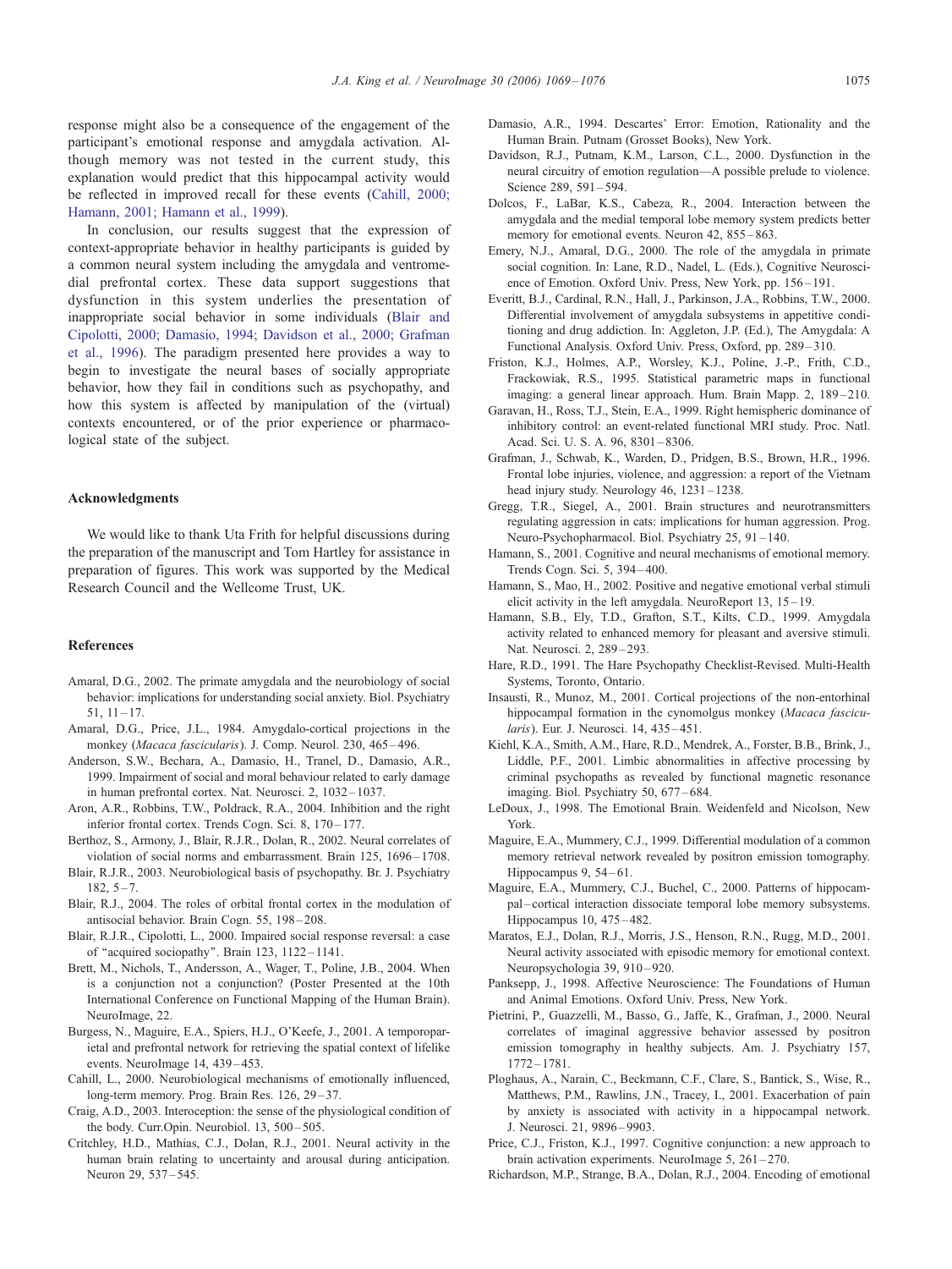response might also be a consequence of the engagement of the participant's emotional response and amygdala activation. Although memory was not tested in the current study, this explanation would predict that this hippocampal activity would be reflected in improved recall for these events (Cahill, 2000; Hamann, 2001; Hamann et al., 1999).

In conclusion, our results suggest that the expression of context-appropriate behavior in healthy participants is guided by a common neural system including the amygdala and ventromedial prefrontal cortex. These data support suggestions that dysfunction in this system underlies the presentation of inappropriate social behavior in some individuals (Blair and Cipolotti, 2000; Damasio, 1994; Davidson et al., 2000; Grafman et al., 1996). The paradigm presented here provides a way to begin to investigate the neural bases of socially appropriate behavior, how they fail in conditions such as psychopathy, and how this system is affected by manipulation of the (virtual) contexts encountered, or of the prior experience or pharmacological state of the subject.

## Acknowledgments

We would like to thank Uta Frith for helpful discussions during the preparation of the manuscript and Tom Hartley for assistance in preparation of figures. This work was supported by the Medical Research Council and the Wellcome Trust, UK.

## References

Amaral, D.G., 2002. The primate amygdala and the neurobiology of social behavior: implications for understanding social anxiety. Biol. Psychiatry 51, 11–17.

Amaral, D.G., Price, J.L., 1984. Amygdalo-cortical projections in the monkey (*Macaca fascicularis*). J. Comp. Neurol. 230, 465–496.

Anderson, S.W., Bechara, A., Damasio, H., Tranel, D., Damasio, A.R., 1999. Impairment of social and moral behaviour related to early damage in human prefrontal cortex. Nat. Neurosci. 2, 1032–1037.

Aron, A.R., Robbins, T.W., Poldrack, R.A., 2004. Inhibition and the right inferior frontal cortex. Trends Cogn. Sci. 8, 170–177.

Berthoz, S., Armony, J., Blair, R.J.R., Dolan, R., 2002. Neural correlates of violation of social norms and embarrassment. Brain 125, 1696–1708.

Blair, R.J.R., 2003. Neurobiological basis of psychopathy. Br. J. Psychiatry 182, 5–7.

Blair, R.J., 2004. The roles of orbital frontal cortex in the modulation of antisocial behavior. Brain Cogn. 55, 198–208.

Blair, R.J.R., Cipolotti, L., 2000. Impaired social response reversal: a case of "acquired sociopathy". Brain 123, 1122–1141.

Brett, M., Nichols, T., Andersson, A., Wager, T., Poline, J.B., 2004. When is a conjunction not a conjunction? (Poster Presented at the 10th International Conference on Functional Mapping of the Human Brain). NeuroImage, 22.

Burgess, N., Maguire, E.A., Spiers, H.J., O'Keefe, J., 2001. A temporoparietal and prefrontal network for retrieving the spatial context of lifelike events. NeuroImage 14, 439–453.

Cahill, L., 2000. Neurobiological mechanisms of emotionally influenced, long-term memory. Prog. Brain Res. 126, 29–37.

Craig, A.D., 2003. Interoception: the sense of the physiological condition of the body. Curr.Opin. Neurobiol. 13, 500–505.

Critchley, H.D., Mathias, C.J., Dolan, R.J., 2001. Neural activity in the human brain relating to uncertainty and arousal during anticipation. Neuron 29, 537–545.

Damasio, A.R., 1994. Descartes' Error: Emotion, Rationality and the Human Brain. Putnam (Grosset Books), New York.

Davidson, R.J., Putnam, K.M., Larson, C.L., 2000. Dysfunction in the neural circuitry of emotion regulation—A possible prelude to violence. Science 289, 591–594.

Dolcos, F., LaBar, K.S., Cabeza, R., 2004. Interaction between the amygdala and the medial temporal lobe memory system predicts better memory for emotional events. Neuron 42, 855–863.

Emery, N.J., Amaral, D.G., 2000. The role of the amygdala in primate social cognition. In: Lane, R.D., Nadel, L. (Eds.), Cognitive Neuroscience of Emotion. Oxford Univ. Press, New York, pp. 156–191.

Everitt, B.J., Cardinal, R.N., Hall, J., Parkinson, J.A., Robbins, T.W., 2000. Differential involvement of amygdala subsystems in appetitive conditioning and drug addiction. In: Aggleton, J.P. (Ed.), The Amygdala: A Functional Analysis. Oxford Univ. Press, Oxford, pp. 289–310.

Friston, K.J., Holmes, A.P., Worsley, K.J., Poline, J.-P., Frith, C.D., Frackowiak, R.S., 1995. Statistical parametric maps in functional imaging: a general linear approach. Hum. Brain Mapp. 2, 189–210.

Garavan, H., Ross, T.J., Stein, E.A., 1999. Right hemispheric dominance of inhibitory control: an event-related functional MRI study. Proc. Natl. Acad. Sci. U. S. A. 96, 8301–8306.

Grafman, J., Schwab, K., Warden, D., Pridgen, B.S., Brown, H.R., 1996. Frontal lobe injuries, violence, and aggression: a report of the Vietnam head injury study. Neurology 46, 1231–1238.

Gregg, T.R., Siegel, A., 2001. Brain structures and neurotransmitters regulating aggression in cats: implications for human aggression. Prog. Neuro-Psychopharmacol. Biol. Psychiatry 25, 91–140.

Hamann, S., 2001. Cognitive and neural mechanisms of emotional memory. Trends Cogn. Sci. 5, 394–400.

Hamann, S., Mao, H., 2002. Positive and negative emotional verbal stimuli elicit activity in the left amygdala. NeuroReport 13, 15–19.

Hamann, S.B., Ely, T.D., Grafton, S.T., Kilts, C.D., 1999. Amygdala activity related to enhanced memory for pleasant and aversive stimuli. Nat. Neurosci. 2, 289–293.

Hare, R.D., 1991. The Hare Psychopathy Checklist-Revised. Multi-Health Systems, Toronto, Ontario.

Insausti, R., Munoz, M., 2001. Cortical projections of the non-entorhinal hippocampal formation in the cynomolgus monkey (*Macaca fascicularis*). Eur. J. Neurosci. 14, 435–451.

Kiehl, K.A., Smith, A.M., Hare, R.D., Mendrek, A., Forster, B.B., Brink, J., Liddle, P.F., 2001. Limbic abnormalities in affective processing by criminal psychopaths as revealed by functional magnetic resonance imaging. Biol. Psychiatry 50, 677–684.

LeDoux, J., 1998. The Emotional Brain. Weidenfeld and Nicolson, New York.

Maguire, E.A., Mummery, C.J., 1999. Differential modulation of a common memory retrieval network revealed by positron emission tomography. Hippocampus 9, 54–61.

Maguire, E.A., Mummery, C.J., Buchel, C., 2000. Patterns of hippocampal–cortical interaction dissociate temporal lobe memory subsystems. Hippocampus 10, 475–482.

Maratos, E.J., Dolan, R.J., Morris, J.S., Henson, R.N., Rugg, M.D., 2001. Neural activity associated with episodic memory for emotional context. Neuropsychologia 39, 910–920.

Panksepp, J., 1998. Affective Neuroscience: The Foundations of Human and Animal Emotions. Oxford Univ. Press, New York.

Pietrini, P., Guazzelli, M., Basso, G., Jaffe, K., Grafman, J., 2000. Neural correlates of imaginal aggressive behavior assessed by positron emission tomography in healthy subjects. Am. J. Psychiatry 157, 1772–1781.

Ploghaus, A., Narain, C., Beckmann, C.F., Clare, S., Bantick, S., Wise, R., Matthews, P.M., Rawlins, J.N., Tracey, I., 2001. Exacerbation of pain by anxiety is associated with activity in a hippocampal network. J. Neurosci. 21, 9896–9903.

Price, C.J., Friston, K.J., 1997. Cognitive conjunction: a new approach to brain activation experiments. NeuroImage 5, 261–270.

Richardson, M.P., Strange, B.A., Dolan, R.J., 2004. Encoding of emotional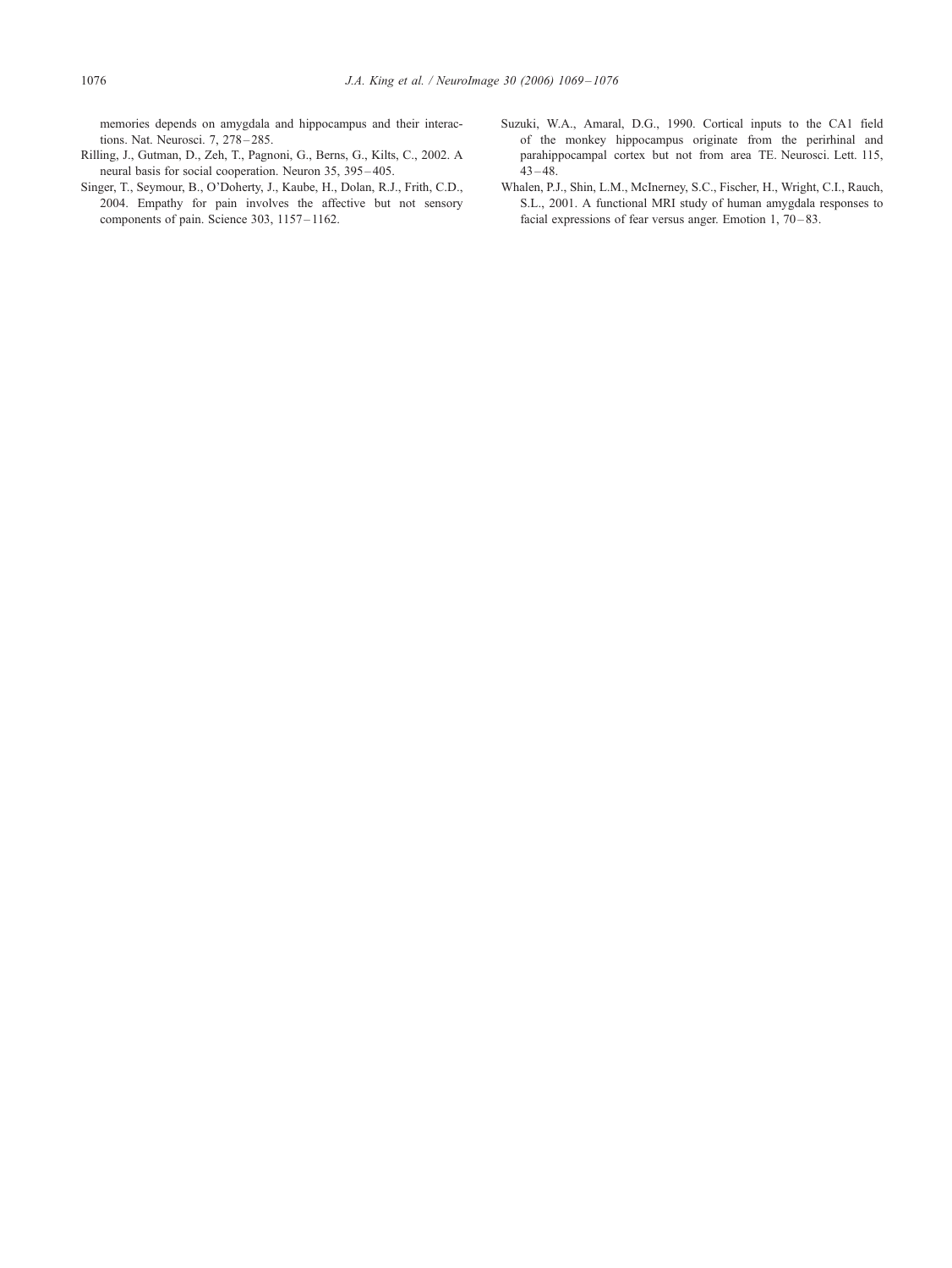memories depends on amygdala and hippocampus and their interactions. Nat. Neurosci. 7, 278–285.

Rilling, J., Gutman, D., Zeh, T., Pagnoni, G., Berns, G., Kilts, C., 2002. A neural basis for social cooperation. Neuron 35, 395–405.

Singer, T., Seymour, B., O'Doherty, J., Kaube, H., Dolan, R.J., Frith, C.D., 2004. Empathy for pain involves the affective but not sensory components of pain. Science 303, 1157–1162.

Suzuki, W.A., Amaral, D.G., 1990. Cortical inputs to the CA1 field of the monkey hippocampus originate from the perirhinal and parahippocampal cortex but not from area TE. Neurosci. Lett. 115, 43–48.

Whalen, P.J., Shin, L.M., McInerney, S.C., Fischer, H., Wright, C.I., Rauch, S.L., 2001. A functional MRI study of human amygdala responses to facial expressions of fear versus anger. Emotion 1, 70–83.